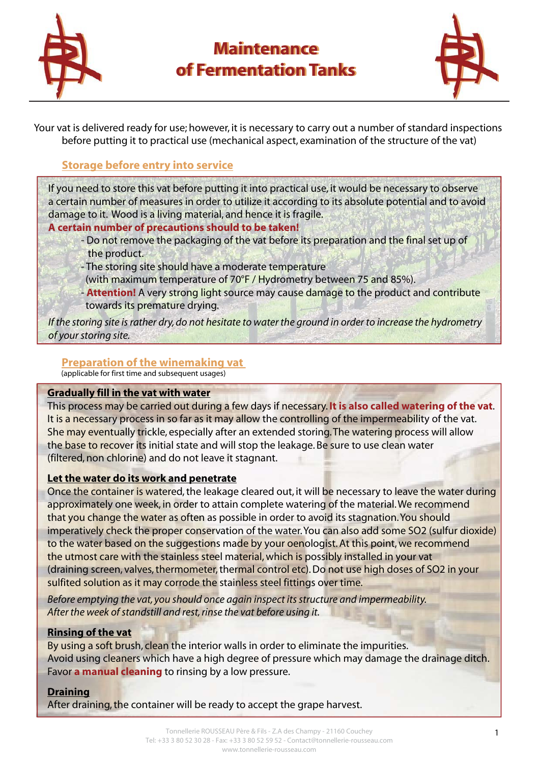# Maintenance of Fermentation Tanks

Your vat is delivered ready for use; however, it is necessary to carry out a number of standard inspections before putting it to practical use (mechanical aspect, examination of the structure of the vat)

## Storage before entry into service

If you need to store this vat before putting it into practical use, it would be necessary to observe a certain number of measures in order to utilize it according to its absolute potential and to avoid damage to it. Wood is a living material, and hence it is fragile.

**A certain number of precautions should to be taken!**

- Do not remove the packaging of the vat before its preparation and the final set up of the product.
- The storing site should have a moderate temperature (with maximum temperature of 70°F / Hydrometry between 75 and 85%).
- **Attention!** A very strong light source may cause damage to the product and contribute towards its premature drying.

*If the storing site is rather dry, do not hesitate to water the ground in order to increase the hydrometry of your storing site.*

## Preparation of the winemaking vat

(applicable for first time and subsequent usages)

### Gradually fill in the vat with water

This process may be carried out during a few days if necessary. **It is also called watering of the vat**. It is a necessary process in so far as it may allow the controlling of the impermeability of the vat. She may eventually trickle, especially after an extended storing. The watering process will allow the base to recover its initial state and will stop the leakage. Be sure to use clean water (filtered, non chlorine) and do not leave it stagnant.

### Let the water do its work and penetrate

Once the container is watered, the leakage cleared out, it will be necessary to leave the water during approximately one week, in order to attain complete watering of the material. We recommend that you change the water as often as possible in order to avoid its stagnation. You should imperatively check the proper conservation of the water. You can also add some $SO_2$ (sulfur dioxide) to the water based on the suggestions made by your oenologist. At this point, we recommend the utmost care with the stainless steel material, which is possibly installed in your vat (draining screen, valves, thermometer, thermal control etc). Do not use high doses of $SO_2$ in your sulfited solution as it may corrode the stainless steel fittings over time.

*Before emptying the vat, you should once again inspect its structure and impermeability. After the week of standstill and rest, rinse the vat before using it.*

### Rinsing of the vat

By using a soft brush, clean the interior walls in order to eliminate the impurities. Avoid using cleaners which have a high degree of pressure which may damage the drainage ditch. Favor **a manual cleaning** to rinsing by a low pressure.

### Draining

After draining, the container will be ready to accept the grape harvest.

Tonnellerie ROUSSEAU Père & Fils - Z.A des Champy - 21160 Couchey
Tel: +33 3 80 52 30 28 - Fax: +33 3 80 52 59 52 - Contact@tonnellerie-rousseau.com
www.tonnellerie-rousseau.com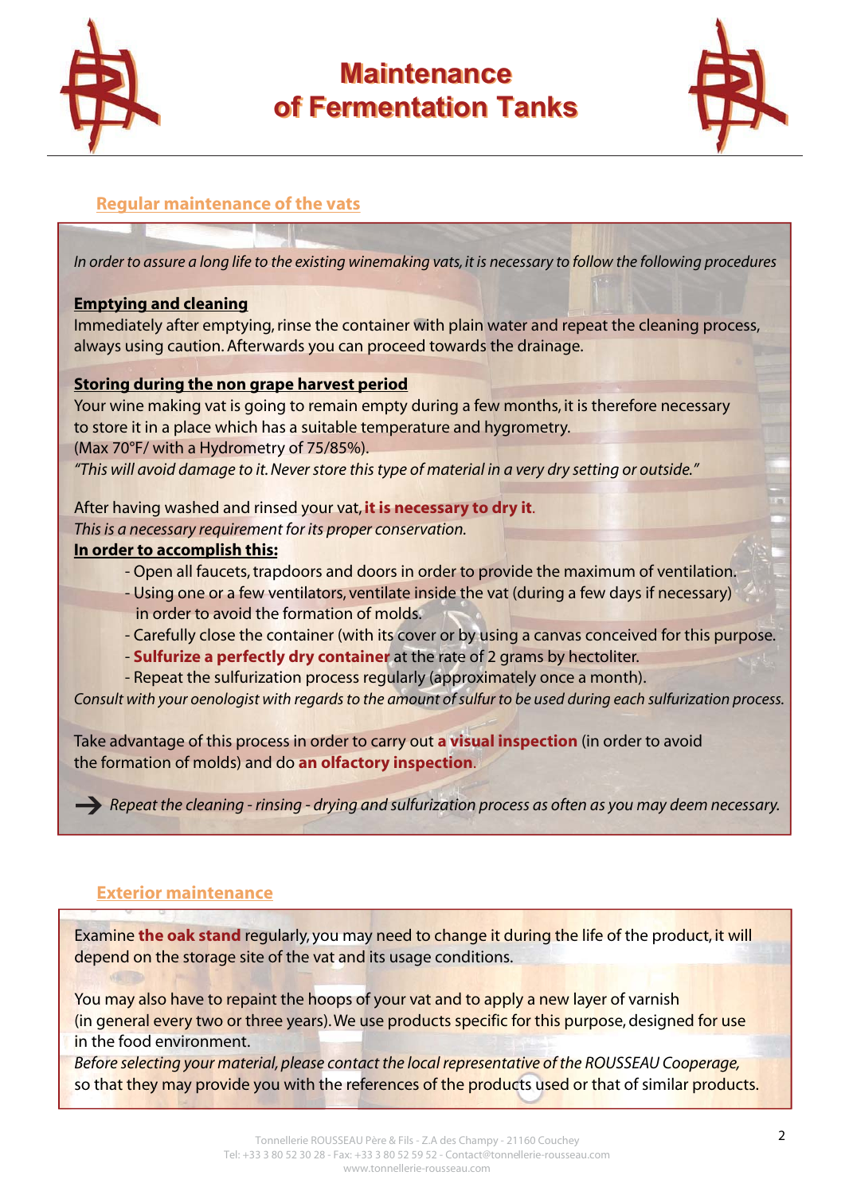# Maintenance of Fermentation Tanks

## Regular maintenance of the vats

*In order to assure a long life to the existing winemaking vats, it is necessary to follow the following procedures*

**Emptying and cleaning**

Immediately after emptying, rinse the container with plain water and repeat the cleaning process, always using caution. Afterwards you can proceed towards the drainage.

**Storing during the non grape harvest period**

Your wine making vat is going to remain empty during a few months, it is therefore necessary to store it in a place which has a suitable temperature and hygrometry.
(Max 70°F/ with a Hydrometry of 75/85%).
*"This will avoid damage to it. Never store this type of material in a very dry setting or outside."*

After having washed and rinsed your vat, **it is necessary to dry it**.
*This is a necessary requirement for its proper conservation.*

**In order to accomplish this:**

- Open all faucets, trapdoors and doors in order to provide the maximum of ventilation.
- Using one or a few ventilators, ventilate inside the vat (during a few days if necessary) in order to avoid the formation of molds.
- Carefully close the container (with its cover or by using a canvas conceived for this purpose.
- **Sulfurize a perfectly dry container** at the rate of 2 grams by hectoliter.
- Repeat the sulfurization process regularly (approximately once a month).

*Consult with your oenologist with regards to the amount of sulfur to be used during each sulfurization process.*

Take advantage of this process in order to carry out **a visual inspection** (in order to avoid the formation of molds) and do **an olfactory inspection**.

→ *Repeat the cleaning - rinsing - drying and sulfurization process as often as you may deem necessary.*

## Exterior maintenance

Examine **the oak stand** regularly, you may need to change it during the life of the product, it will depend on the storage site of the vat and its usage conditions.

You may also have to repaint the hoops of your vat and to apply a new layer of varnish (in general every two or three years). We use products specific for this purpose, designed for use in the food environment.
*Before selecting your material, please contact the local representative of the ROUSSEAU Cooperage,* so that they may provide you with the references of the products used or that of similar products.

Tonnellerie ROUSSEAU Père & Fils - Z.A des Champy - 21160 Couchey
Tel: +33 3 80 52 30 28 - Fax: +33 3 80 52 59 52 - Contact@tonnellerie-rousseau.com
www.tonnellerie-rousseau.com